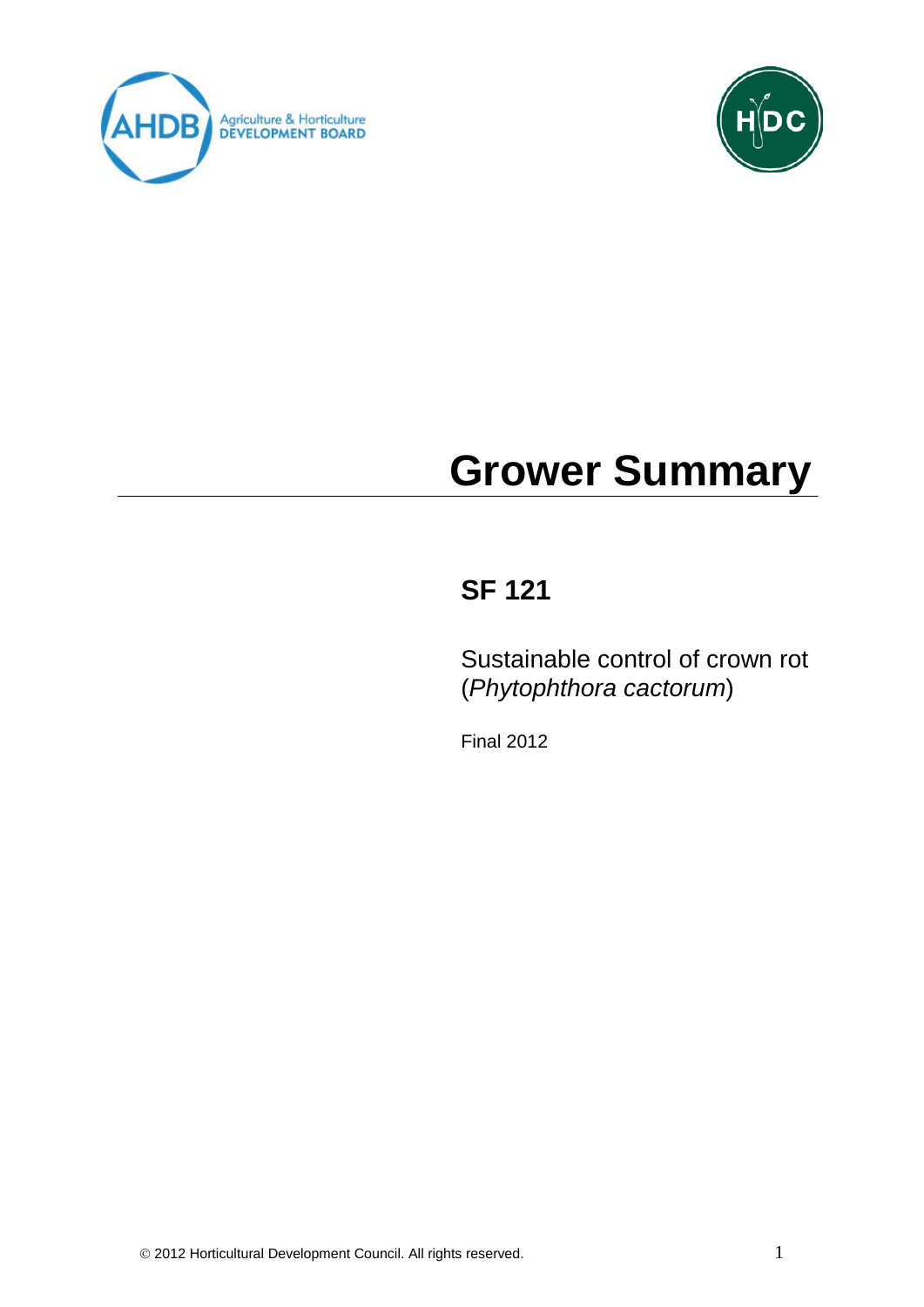# Grower Summary

## SF 121

Sustainable control of crown rot (*Phytophthora cactorum*)

Final 2012

© 2012 Horticultural Development Council. All rights reserved.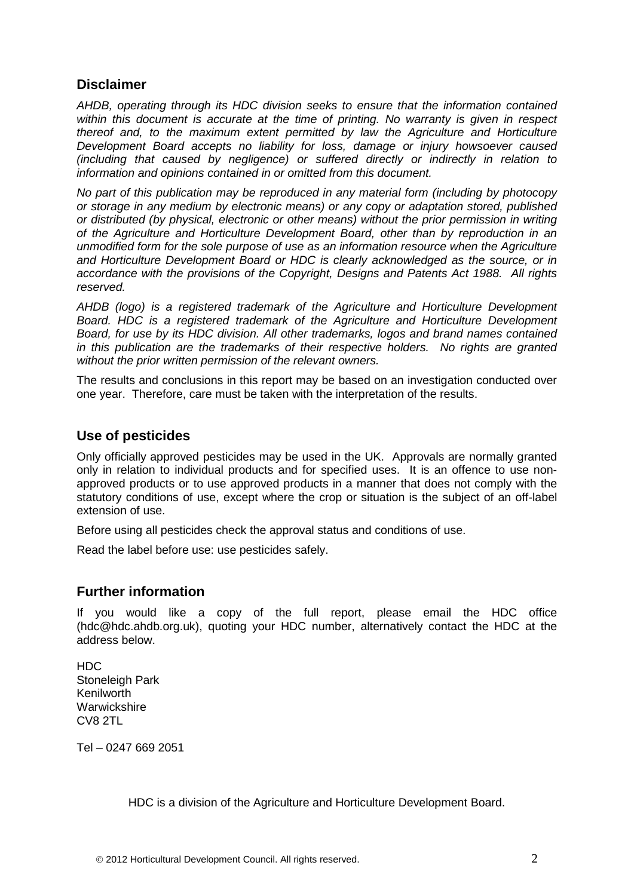## Disclaimer

*AHDB, operating through its HDC division seeks to ensure that the information contained within this document is accurate at the time of printing. No warranty is given in respect thereof and, to the maximum extent permitted by law the Agriculture and Horticulture Development Board accepts no liability for loss, damage or injury howsoever caused (including that caused by negligence) or suffered directly or indirectly in relation to information and opinions contained in or omitted from this document.*

*No part of this publication may be reproduced in any material form (including by photocopy or storage in any medium by electronic means) or any copy or adaptation stored, published or distributed (by physical, electronic or other means) without the prior permission in writing of the Agriculture and Horticulture Development Board, other than by reproduction in an unmodified form for the sole purpose of use as an information resource when the Agriculture and Horticulture Development Board or HDC is clearly acknowledged as the source, or in accordance with the provisions of the Copyright, Designs and Patents Act 1988. All rights reserved.*

*AHDB (logo) is a registered trademark of the Agriculture and Horticulture Development Board. HDC is a registered trademark of the Agriculture and Horticulture Development Board, for use by its HDC division. All other trademarks, logos and brand names contained in this publication are the trademarks of their respective holders. No rights are granted without the prior written permission of the relevant owners.*

The results and conclusions in this report may be based on an investigation conducted over one year. Therefore, care must be taken with the interpretation of the results.

## Use of pesticides

Only officially approved pesticides may be used in the UK. Approvals are normally granted only in relation to individual products and for specified uses. It is an offence to use non-approved products or to use approved products in a manner that does not comply with the statutory conditions of use, except where the crop or situation is the subject of an off-label extension of use.

Before using all pesticides check the approval status and conditions of use.

Read the label before use: use pesticides safely.

## Further information

If you would like a copy of the full report, please email the HDC office (hdc@hdc.ahdb.org.uk), quoting your HDC number, alternatively contact the HDC at the address below.

HDC
Stoneleigh Park
Kenilworth
Warwickshire
CV8 2TL

Tel – 0247 669 2051

HDC is a division of the Agriculture and Horticulture Development Board.

© 2012 Horticultural Development Council. All rights reserved.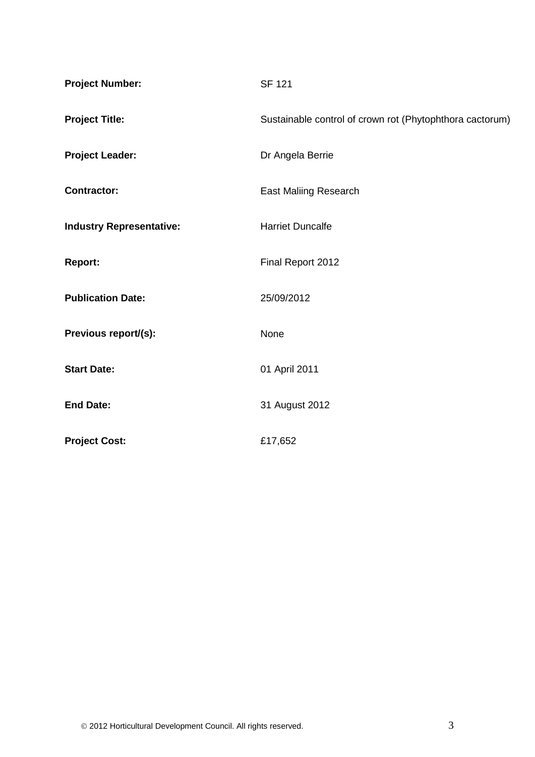| | |
|---|---|
| **Project Number:** | SF 121 |
| **Project Title:** | Sustainable control of crown rot (Phytophthora cactorum) |
| **Project Leader:** | Dr Angela Berrie |
| **Contractor:** | East Maliing Research |
| **Industry Representative:** | Harriet Duncalfe |
| **Report:** | Final Report 2012 |
| **Publication Date:** | 25/09/2012 |
| **Previous report/(s):** | None |
| **Start Date:** | 01 April 2011 |
| **End Date:** | 31 August 2012 |
| **Project Cost:** | £17,652 |

© 2012 Horticultural Development Council. All rights reserved.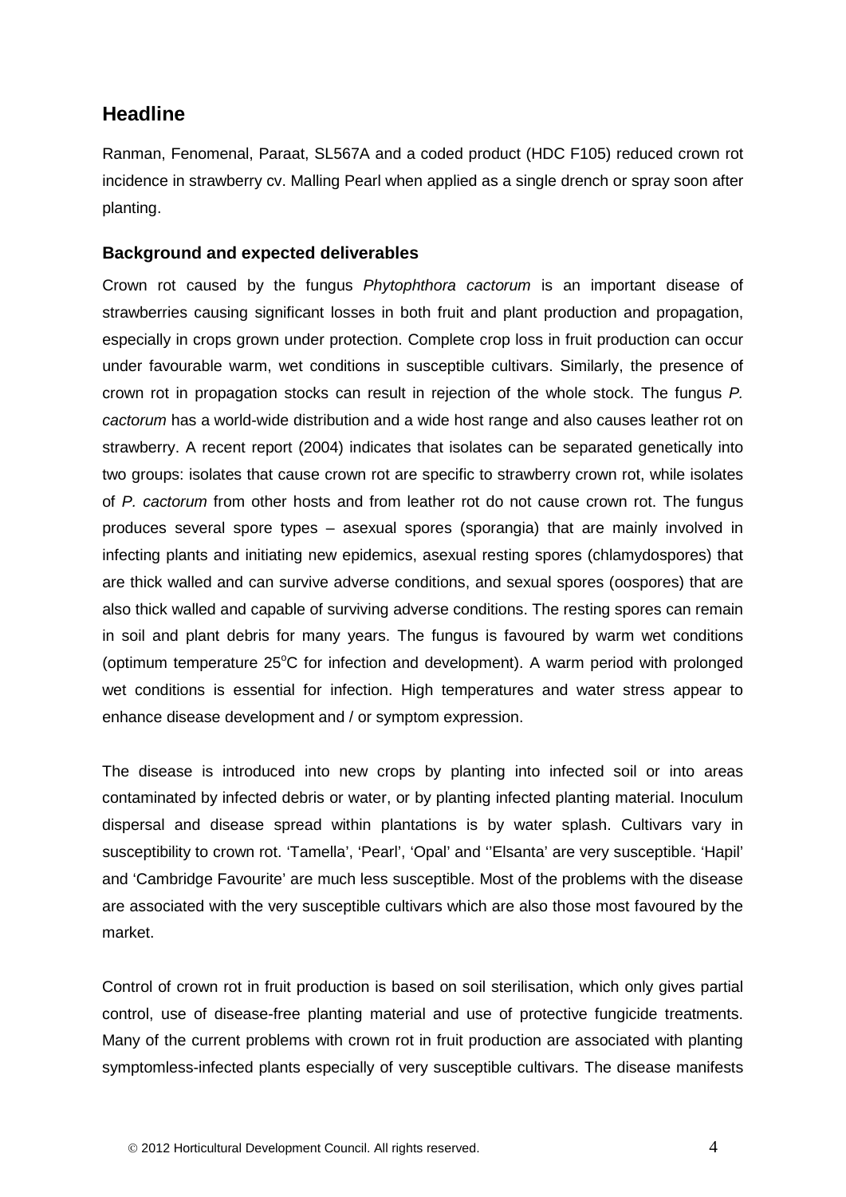## Headline

Ranman, Fenomenal, Paraat, SL567A and a coded product (HDC F105) reduced crown rot incidence in strawberry cv. Malling Pearl when applied as a single drench or spray soon after planting.

### Background and expected deliverables

Crown rot caused by the fungus *Phytophthora cactorum* is an important disease of strawberries causing significant losses in both fruit and plant production and propagation, especially in crops grown under protection. Complete crop loss in fruit production can occur under favourable warm, wet conditions in susceptible cultivars. Similarly, the presence of crown rot in propagation stocks can result in rejection of the whole stock. The fungus *P. cactorum* has a world-wide distribution and a wide host range and also causes leather rot on strawberry. A recent report (2004) indicates that isolates can be separated genetically into two groups: isolates that cause crown rot are specific to strawberry crown rot, while isolates of *P. cactorum* from other hosts and from leather rot do not cause crown rot. The fungus produces several spore types – asexual spores (sporangia) that are mainly involved in infecting plants and initiating new epidemics, asexual resting spores (chlamydospores) that are thick walled and can survive adverse conditions, and sexual spores (oospores) that are also thick walled and capable of surviving adverse conditions. The resting spores can remain in soil and plant debris for many years. The fungus is favoured by warm wet conditions (optimum temperature 25°C for infection and development). A warm period with prolonged wet conditions is essential for infection. High temperatures and water stress appear to enhance disease development and / or symptom expression.

The disease is introduced into new crops by planting into infected soil or into areas contaminated by infected debris or water, or by planting infected planting material. Inoculum dispersal and disease spread within plantations is by water splash. Cultivars vary in susceptibility to crown rot. 'Tamella', 'Pearl', 'Opal' and ''Elsanta' are very susceptible. 'Hapil' and 'Cambridge Favourite' are much less susceptible. Most of the problems with the disease are associated with the very susceptible cultivars which are also those most favoured by the market.

Control of crown rot in fruit production is based on soil sterilisation, which only gives partial control, use of disease-free planting material and use of protective fungicide treatments. Many of the current problems with crown rot in fruit production are associated with planting symptomless-infected plants especially of very susceptible cultivars. The disease manifests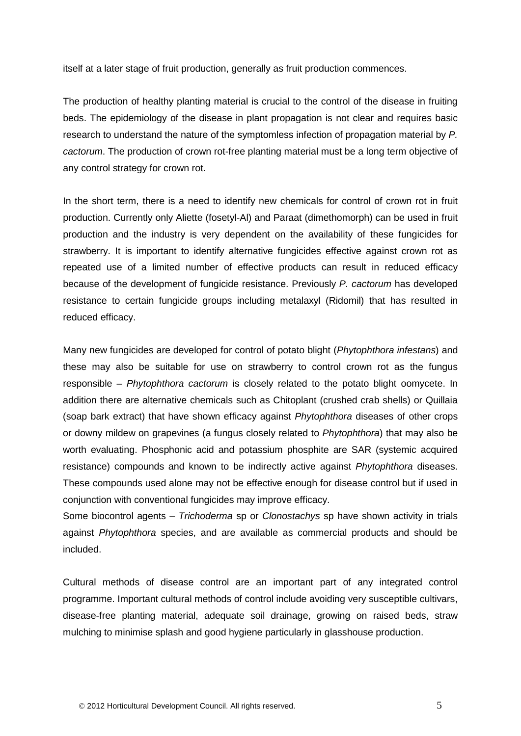itself at a later stage of fruit production, generally as fruit production commences.

The production of healthy planting material is crucial to the control of the disease in fruiting beds. The epidemiology of the disease in plant propagation is not clear and requires basic research to understand the nature of the symptomless infection of propagation material by *P. cactorum*. The production of crown rot-free planting material must be a long term objective of any control strategy for crown rot.

In the short term, there is a need to identify new chemicals for control of crown rot in fruit production. Currently only Aliette (fosetyl-Al) and Paraat (dimethomorph) can be used in fruit production and the industry is very dependent on the availability of these fungicides for strawberry. It is important to identify alternative fungicides effective against crown rot as repeated use of a limited number of effective products can result in reduced efficacy because of the development of fungicide resistance. Previously *P. cactorum* has developed resistance to certain fungicide groups including metalaxyl (Ridomil) that has resulted in reduced efficacy.

Many new fungicides are developed for control of potato blight (*Phytophthora infestans*) and these may also be suitable for use on strawberry to control crown rot as the fungus responsible – *Phytophthora cactorum* is closely related to the potato blight oomycete. In addition there are alternative chemicals such as Chitoplant (crushed crab shells) or Quillaia (soap bark extract) that have shown efficacy against *Phytophthora* diseases of other crops or downy mildew on grapevines (a fungus closely related to *Phytophthora*) that may also be worth evaluating. Phosphonic acid and potassium phosphite are SAR (systemic acquired resistance) compounds and known to be indirectly active against *Phytophthora* diseases. These compounds used alone may not be effective enough for disease control but if used in conjunction with conventional fungicides may improve efficacy.
Some biocontrol agents – *Trichoderma* sp or *Clonostachys* sp have shown activity in trials against *Phytophthora* species, and are available as commercial products and should be included.

Cultural methods of disease control are an important part of any integrated control programme. Important cultural methods of control include avoiding very susceptible cultivars, disease-free planting material, adequate soil drainage, growing on raised beds, straw mulching to minimise splash and good hygiene particularly in glasshouse production.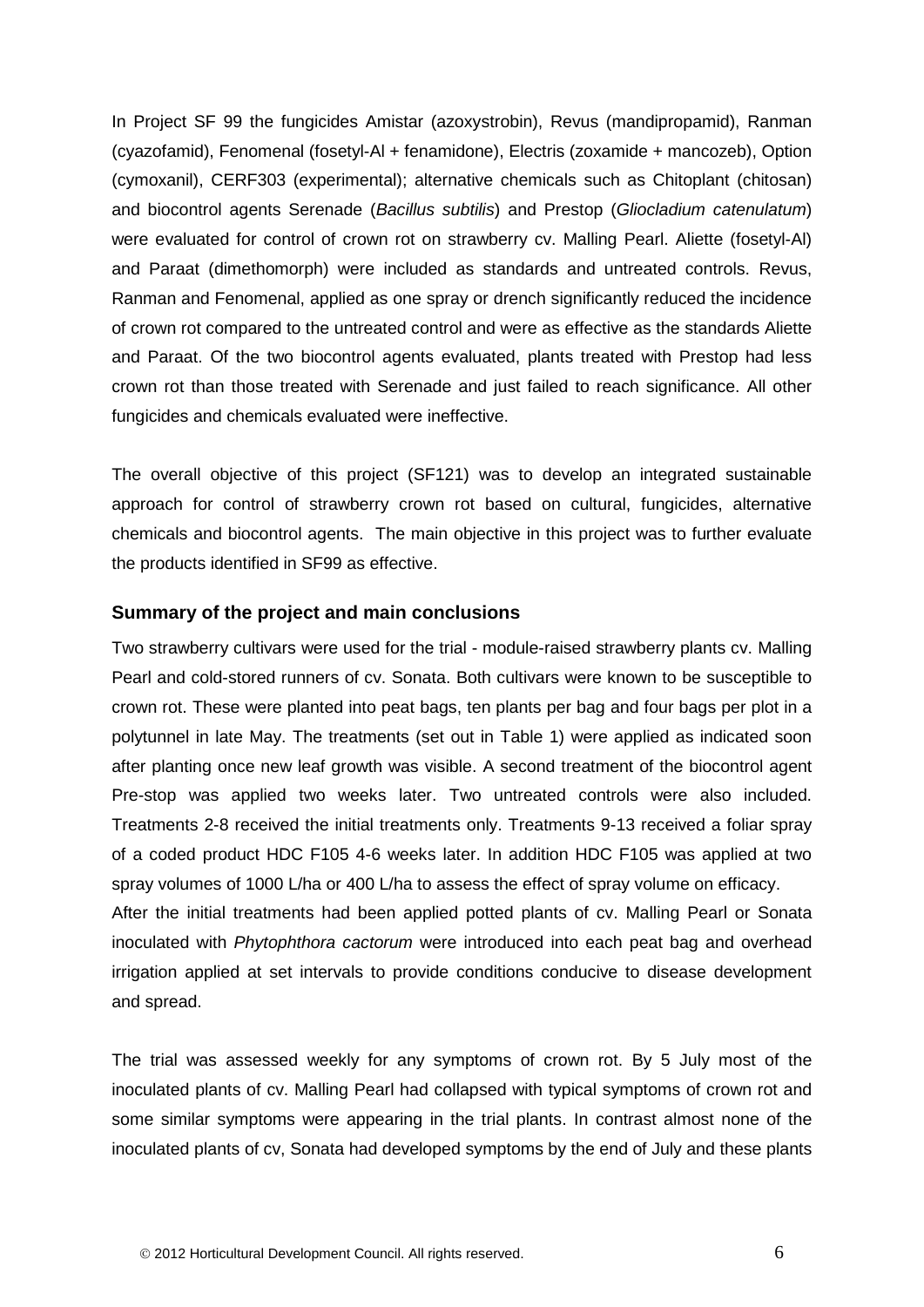In Project SF 99 the fungicides Amistar (azoxystrobin), Revus (mandipropamid), Ranman (cyazofamid), Fenomenal (fosetyl-Al + fenamidone), Electris (zoxamide + mancozeb), Option (cymoxanil), CERF303 (experimental); alternative chemicals such as Chitoplant (chitosan) and biocontrol agents Serenade (*Bacillus subtilis*) and Prestop (*Gliocladium catenulatum*) were evaluated for control of crown rot on strawberry cv. Malling Pearl. Aliette (fosetyl-Al) and Paraat (dimethomorph) were included as standards and untreated controls. Revus, Ranman and Fenomenal, applied as one spray or drench significantly reduced the incidence of crown rot compared to the untreated control and were as effective as the standards Aliette and Paraat. Of the two biocontrol agents evaluated, plants treated with Prestop had less crown rot than those treated with Serenade and just failed to reach significance. All other fungicides and chemicals evaluated were ineffective.

The overall objective of this project (SF121) was to develop an integrated sustainable approach for control of strawberry crown rot based on cultural, fungicides, alternative chemicals and biocontrol agents. The main objective in this project was to further evaluate the products identified in SF99 as effective.

### Summary of the project and main conclusions

Two strawberry cultivars were used for the trial - module-raised strawberry plants cv. Malling Pearl and cold-stored runners of cv. Sonata. Both cultivars were known to be susceptible to crown rot. These were planted into peat bags, ten plants per bag and four bags per plot in a polytunnel in late May. The treatments (set out in Table 1) were applied as indicated soon after planting once new leaf growth was visible. A second treatment of the biocontrol agent Pre-stop was applied two weeks later. Two untreated controls were also included. Treatments 2-8 received the initial treatments only. Treatments 9-13 received a foliar spray of a coded product HDC F105 4-6 weeks later. In addition HDC F105 was applied at two spray volumes of 1000 L/ha or 400 L/ha to assess the effect of spray volume on efficacy.

After the initial treatments had been applied potted plants of cv. Malling Pearl or Sonata inoculated with *Phytophthora cactorum* were introduced into each peat bag and overhead irrigation applied at set intervals to provide conditions conducive to disease development and spread.

The trial was assessed weekly for any symptoms of crown rot. By 5 July most of the inoculated plants of cv. Malling Pearl had collapsed with typical symptoms of crown rot and some similar symptoms were appearing in the trial plants. In contrast almost none of the inoculated plants of cv, Sonata had developed symptoms by the end of July and these plants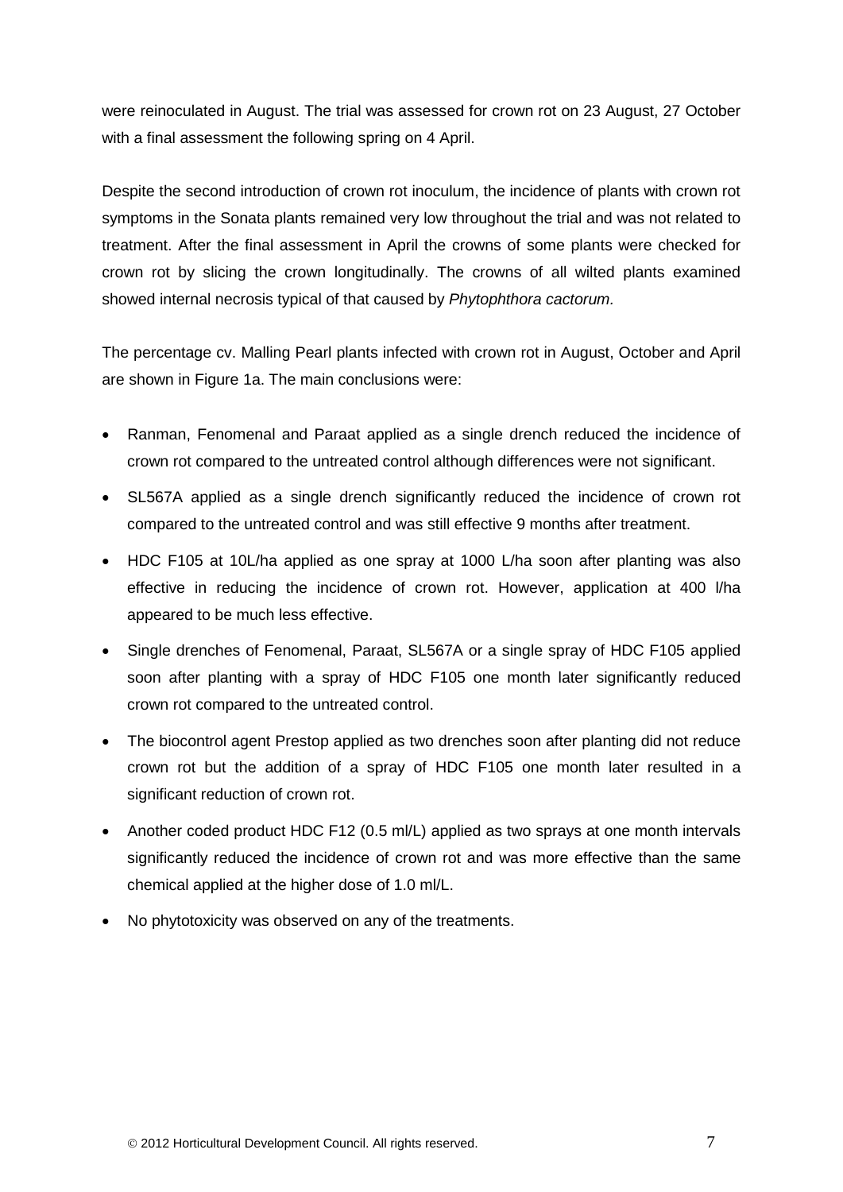were reinoculated in August. The trial was assessed for crown rot on 23 August, 27 October with a final assessment the following spring on 4 April.

Despite the second introduction of crown rot inoculum, the incidence of plants with crown rot symptoms in the Sonata plants remained very low throughout the trial and was not related to treatment. After the final assessment in April the crowns of some plants were checked for crown rot by slicing the crown longitudinally. The crowns of all wilted plants examined showed internal necrosis typical of that caused by *Phytophthora cactorum*.

The percentage cv. Malling Pearl plants infected with crown rot in August, October and April are shown in Figure 1a. The main conclusions were:

- Ranman, Fenomenal and Paraat applied as a single drench reduced the incidence of crown rot compared to the untreated control although differences were not significant.
- SL567A applied as a single drench significantly reduced the incidence of crown rot compared to the untreated control and was still effective 9 months after treatment.
- HDC F105 at 10L/ha applied as one spray at 1000 L/ha soon after planting was also effective in reducing the incidence of crown rot. However, application at 400 l/ha appeared to be much less effective.
- Single drenches of Fenomenal, Paraat, SL567A or a single spray of HDC F105 applied soon after planting with a spray of HDC F105 one month later significantly reduced crown rot compared to the untreated control.
- The biocontrol agent Prestop applied as two drenches soon after planting did not reduce crown rot but the addition of a spray of HDC F105 one month later resulted in a significant reduction of crown rot.
- Another coded product HDC F12 (0.5 ml/L) applied as two sprays at one month intervals significantly reduced the incidence of crown rot and was more effective than the same chemical applied at the higher dose of 1.0 ml/L.
- No phytotoxicity was observed on any of the treatments.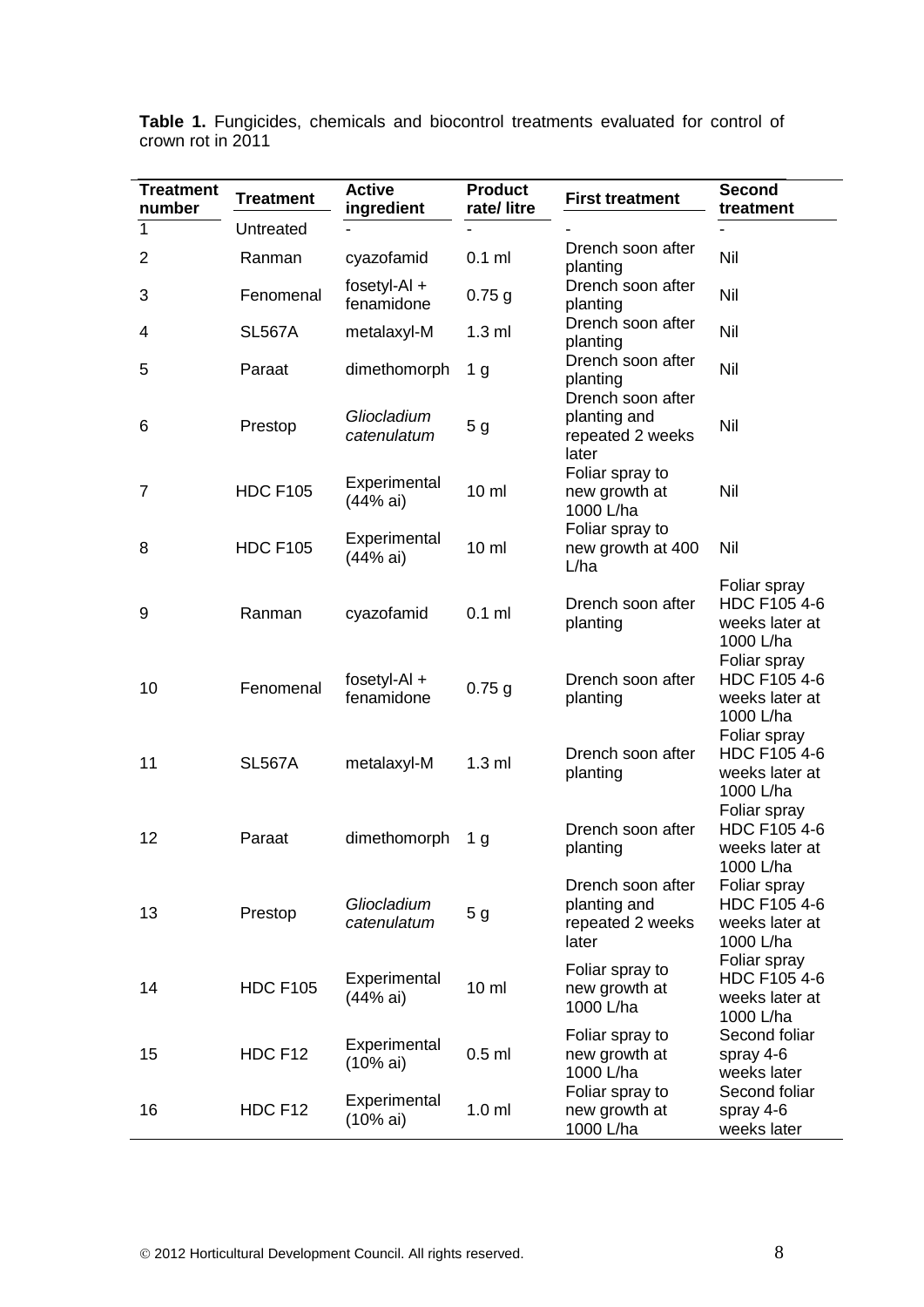**Table 1.** Fungicides, chemicals and biocontrol treatments evaluated for control of crown rot in 2011

| Treatment number | Treatment | Active ingredient | Product rate/ litre | First treatment | Second treatment |
|---|---|---|---|---|---|
| 1 | Untreated | - | - | - | - |
| 2 | Ranman | cyazofamid | 0.1 ml | Drench soon after planting | Nil |
| 3 | Fenomenal | fosetyl-Al + fenamidone | 0.75 g | Drench soon after planting | Nil |
| 4 | SL567A | metalaxyl-M | 1.3 ml | Drench soon after planting | Nil |
| 5 | Paraat | dimethomorph | 1 g | Drench soon after planting | Nil |
| 6 | Prestop | *Gliocladium catenulatum* | 5 g | Drench soon after planting and repeated 2 weeks later | Nil |
| 7 | HDC F105 | Experimental (44% ai) | 10 ml | Foliar spray to new growth at 1000 L/ha | Nil |
| 8 | HDC F105 | Experimental (44% ai) | 10 ml | Foliar spray to new growth at 400 L/ha | Nil |
| 9 | Ranman | cyazofamid | 0.1 ml | Drench soon after planting | Foliar spray HDC F105 4-6 weeks later at 1000 L/ha |
| 10 | Fenomenal | fosetyl-Al + fenamidone | 0.75 g | Drench soon after planting | Foliar spray HDC F105 4-6 weeks later at 1000 L/ha |
| 11 | SL567A | metalaxyl-M | 1.3 ml | Drench soon after planting | Foliar spray HDC F105 4-6 weeks later at 1000 L/ha |
| 12 | Paraat | dimethomorph | 1 g | Drench soon after planting | Foliar spray HDC F105 4-6 weeks later at 1000 L/ha |
| 13 | Prestop | *Gliocladium catenulatum* | 5 g | Drench soon after planting and repeated 2 weeks later | Foliar spray HDC F105 4-6 weeks later at 1000 L/ha |
| 14 | HDC F105 | Experimental (44% ai) | 10 ml | Foliar spray to new growth at 1000 L/ha | Foliar spray HDC F105 4-6 weeks later at 1000 L/ha |
| 15 | HDC F12 | Experimental (10% ai) | 0.5 ml | Foliar spray to new growth at 1000 L/ha | Second foliar spray 4-6 weeks later |
| 16 | HDC F12 | Experimental (10% ai) | 1.0 ml | Foliar spray to new growth at 1000 L/ha | Second foliar spray 4-6 weeks later |

© 2012 Horticultural Development Council. All rights reserved.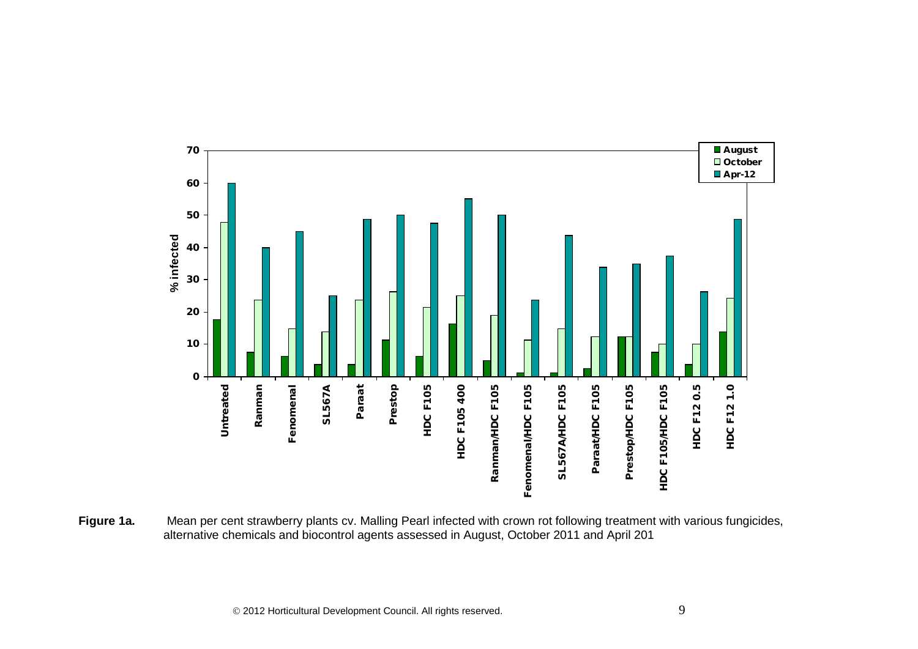**Figure 1a.** Mean per cent strawberry plants cv. Malling Pearl infected with crown rot following treatment with various fungicides, alternative chemicals and biocontrol agents assessed in August, October 2011 and April 201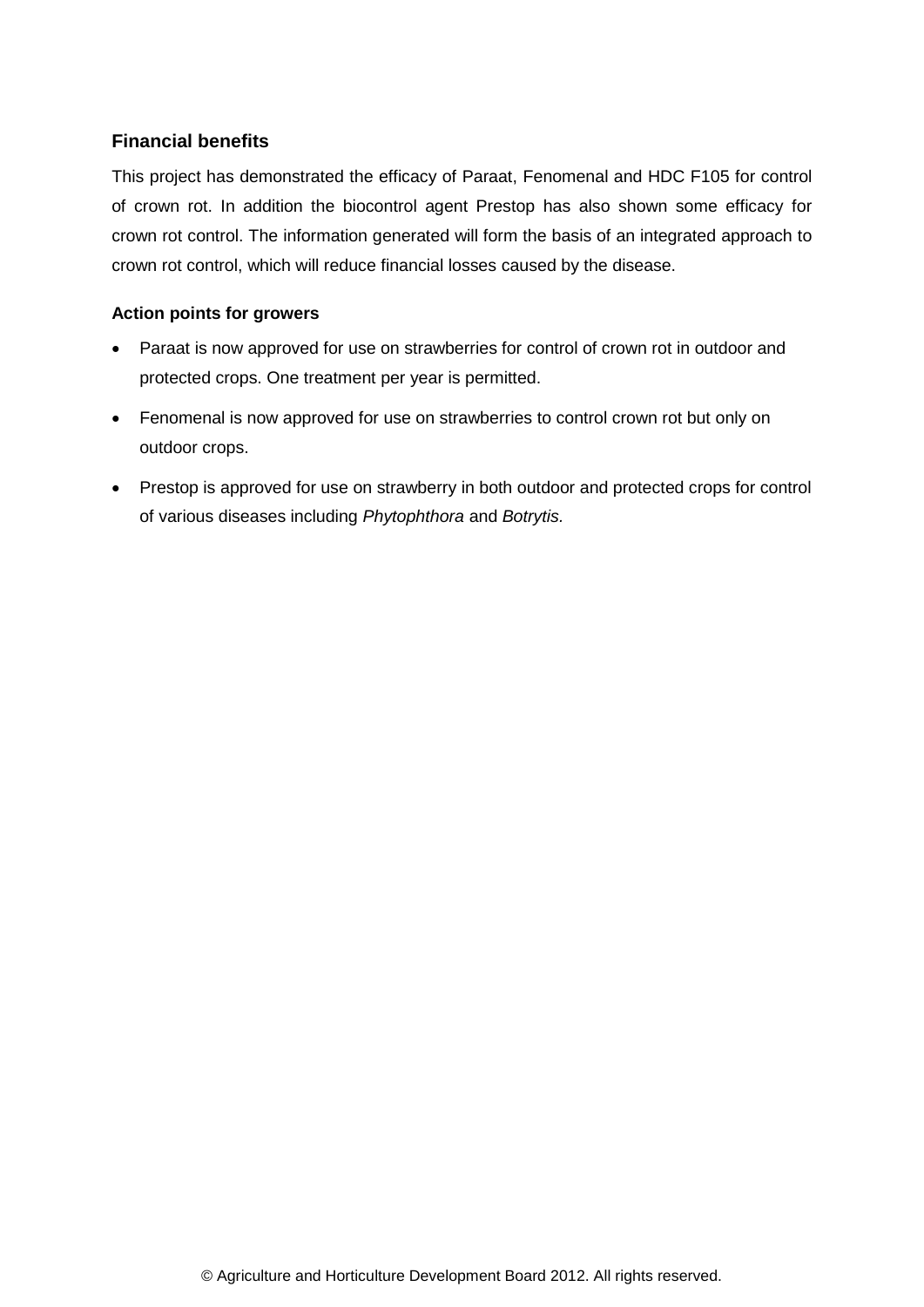### Financial benefits

This project has demonstrated the efficacy of Paraat, Fenomenal and HDC F105 for control of crown rot. In addition the biocontrol agent Prestop has also shown some efficacy for crown rot control. The information generated will form the basis of an integrated approach to crown rot control, which will reduce financial losses caused by the disease.

#### Action points for growers

- Paraat is now approved for use on strawberries for control of crown rot in outdoor and protected crops. One treatment per year is permitted.
- Fenomenal is now approved for use on strawberries to control crown rot but only on outdoor crops.
- Prestop is approved for use on strawberry in both outdoor and protected crops for control of various diseases including *Phytophthora* and *Botrytis.*

© Agriculture and Horticulture Development Board 2012. All rights reserved.